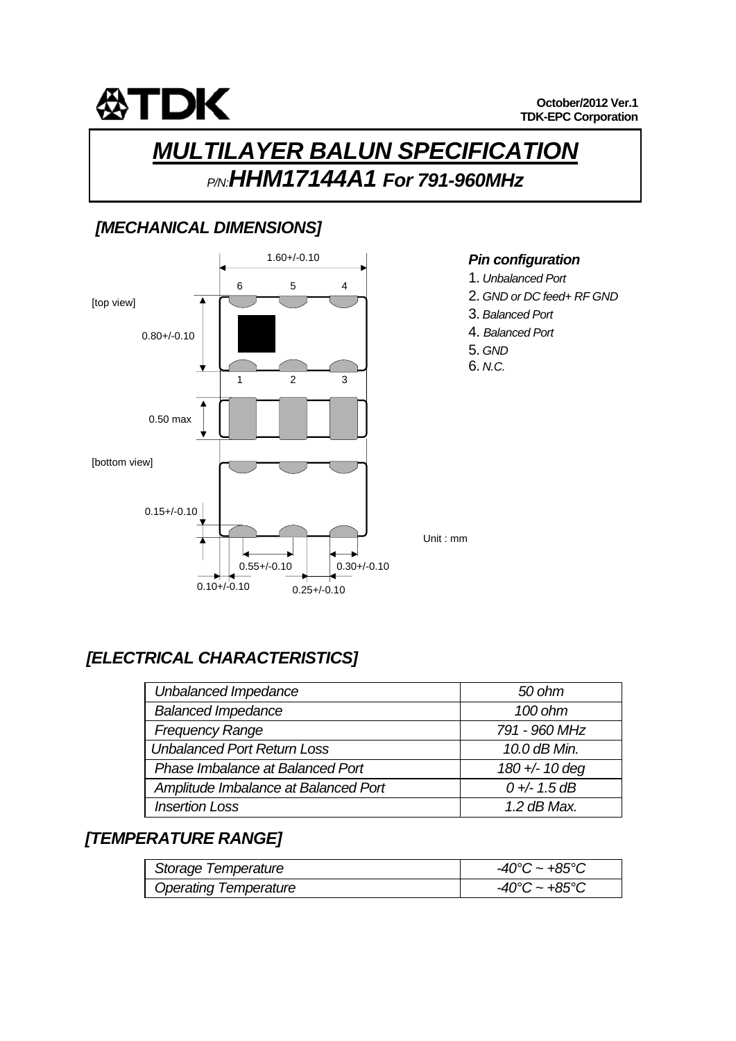TDK

**October/2012 Ver.1**
**TDK-EPC Corporation**

# *MULTILAYER BALUN SPECIFICATION*

*P/N:* ***HHM17144A1 For 791-960MHz***

## *[MECHANICAL DIMENSIONS]*

[top view]

1.60+/-0.10

6 5 4

0.80+/-0.10

1 2 3

0.50 max

[bottom view]

0.15+/-0.10

0.55+/-0.10 0.30+/-0.10

0.10+/-0.10 0.25+/-0.10

Unit : mm

### *Pin configuration*

1. *Unbalanced Port*
2. *GND or DC feed+ RF GND*
3. *Balanced Port*
4. *Balanced Port*
5. *GND*
6. *N.C.*

## *[ELECTRICAL CHARACTERISTICS]*

| | |
|---|---|
| *Unbalanced Impedance* | *50 ohm* |
| *Balanced Impedance* | *100 ohm* |
| *Frequency Range* | *791 - 960 MHz* |
| *Unbalanced Port Return Loss* | *10.0 dB Min.* |
| *Phase Imbalance at Balanced Port* | *180 +/- 10 deg* |
| *Amplitude Imbalance at Balanced Port* | *0 +/- 1.5 dB* |
| *Insertion Loss* | *1.2 dB Max.* |

## *[TEMPERATURE RANGE]*

| | |
|---|---|
| *Storage Temperature* | *-40°C ~ +85°C* |
| *Operating Temperature* | *-40°C ~ +85°C* |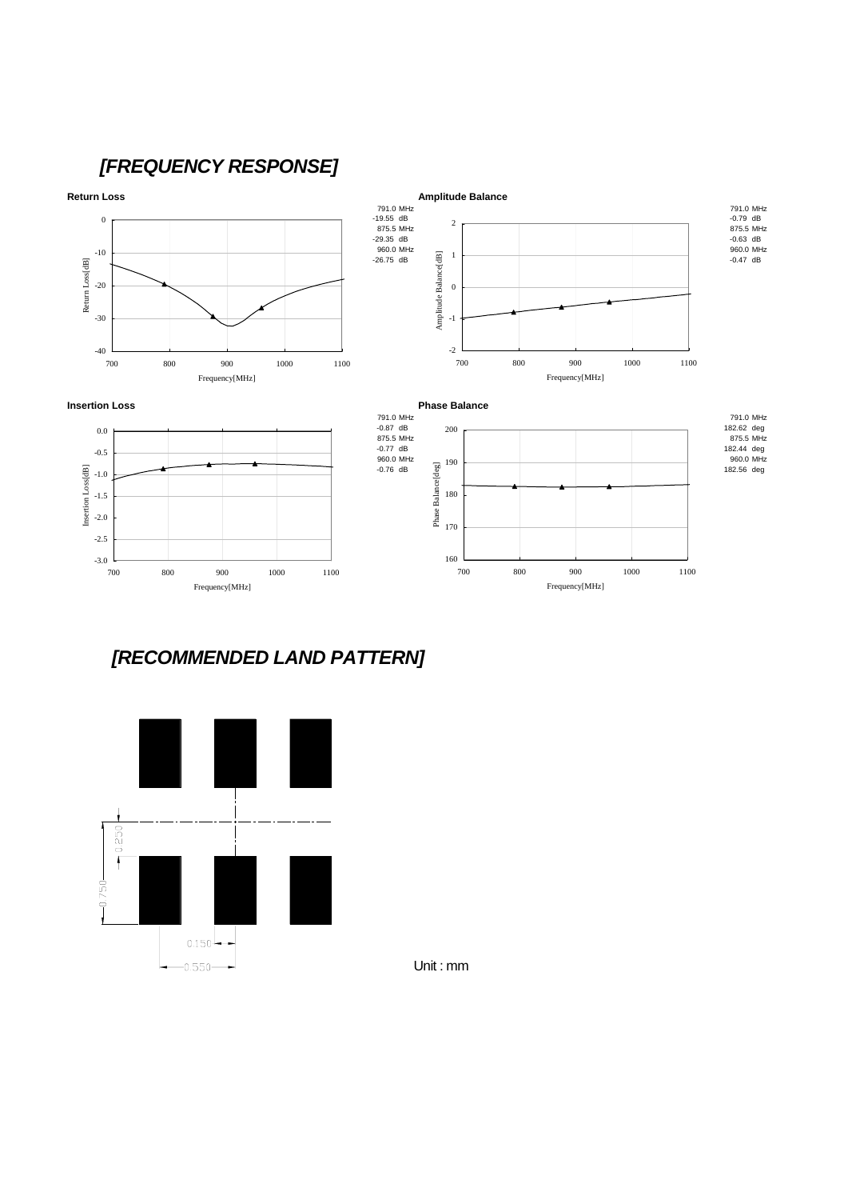## *[FREQUENCY RESPONSE]*

**Return Loss**

0
-10
-20
-30
-40

700 800 900 1000 1100

Return Loss[dB]

Frequency[MHz]

791.0 MHz
-19.55 dB
875.5 MHz
-29.35 dB
960.0 MHz
-26.75 dB

**Amplitude Balance**

2
1
0
-1
-2

700 800 900 1000 1100

Amplitude Balance[dB]

Frequency[MHz]

791.0 MHz
-0.79 dB
875.5 MHz
-0.63 dB
960.0 MHz
-0.47 dB

**Insertion Loss**

0.0
-0.5
-1.0
-1.5
-2.0
-2.5
-3.0

700 800 900 1000 1100

Insertion Loss[dB]

Frequency[MHz]

791.0 MHz
-0.87 dB
875.5 MHz
-0.77 dB
960.0 MHz
-0.76 dB

**Phase Balance**

200
190
180
170
160

700 800 900 1000 1100

Phase Balance[deg]

Frequency[MHz]

791.0 MHz
182.62 deg
875.5 MHz
182.44 deg
960.0 MHz
182.56 deg

## *[RECOMMENDED LAND PATTERN]*

0.250
0.750
0.150
0.550

Unit : mm